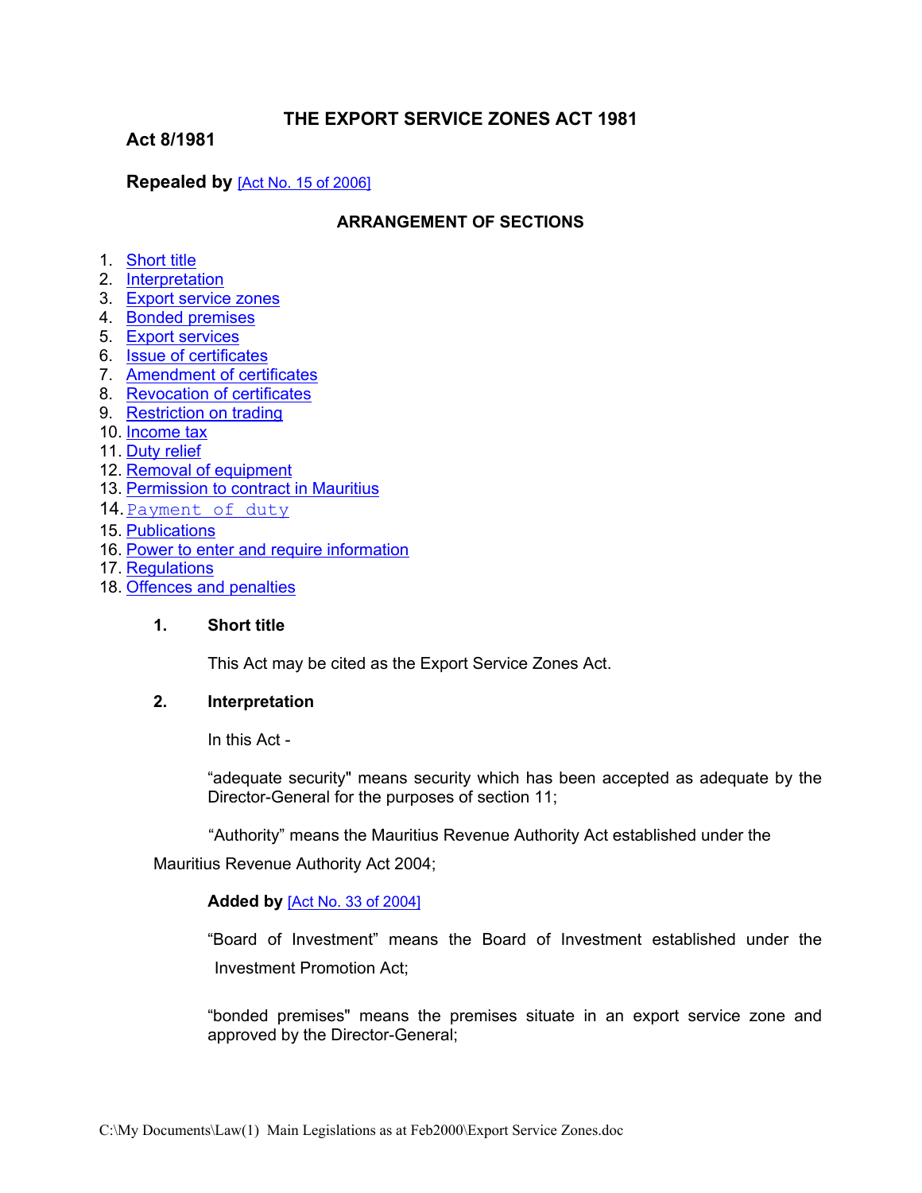# THE EXPORT SERVICE ZONES ACT 1981

**Act 8/1981**

**Repealed by** [Act No. 15 of 2006]

## ARRANGEMENT OF SECTIONS

1. Short title
2. Interpretation
3. Export service zones
4. Bonded premises
5. Export services
6. Issue of certificates
7. Amendment of certificates
8. Revocation of certificates
9. Restriction on trading
10. Income tax
11. Duty relief
12. Removal of equipment
13. Permission to contract in Mauritius
14. Payment of duty
15. Publications
16. Power to enter and require information
17. Regulations
18. Offences and penalties

### 1. Short title

This Act may be cited as the Export Service Zones Act.

### 2. Interpretation

In this Act -

"adequate security" means security which has been accepted as adequate by the Director-General for the purposes of section 11;

"Authority" means the Mauritius Revenue Authority Act established under the Mauritius Revenue Authority Act 2004;

**Added by** [Act No. 33 of 2004]

"Board of Investment" means the Board of Investment established under the Investment Promotion Act;

"bonded premises" means the premises situate in an export service zone and approved by the Director-General;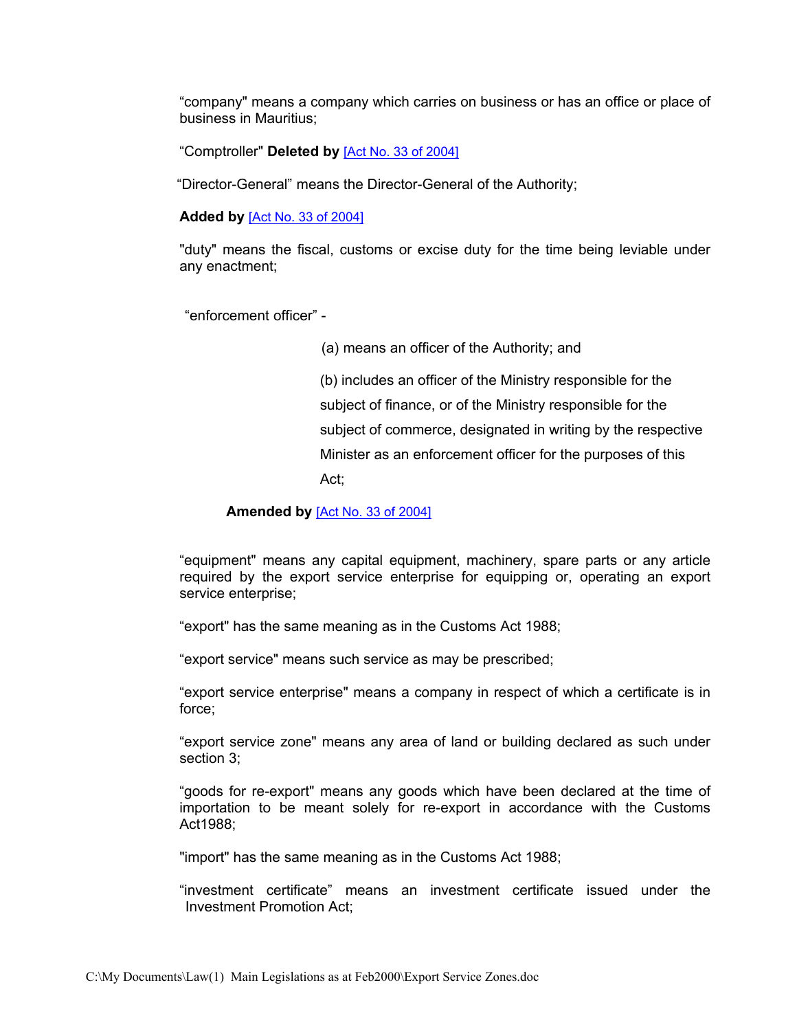“company" means a company which carries on business or has an office or place of business in Mauritius;

“Comptroller" **Deleted by** [Act No. 33 of 2004]

“Director-General” means the Director-General of the Authority;

**Added by** [Act No. 33 of 2004]

"duty" means the fiscal, customs or excise duty for the time being leviable under any enactment;

“enforcement officer” -

(a) means an officer of the Authority; and

(b) includes an officer of the Ministry responsible for the subject of finance, or of the Ministry responsible for the subject of commerce, designated in writing by the respective Minister as an enforcement officer for the purposes of this Act;

**Amended by** [Act No. 33 of 2004]

“equipment" means any capital equipment, machinery, spare parts or any article required by the export service enterprise for equipping or, operating an export service enterprise;

“export" has the same meaning as in the Customs Act 1988;

“export service" means such service as may be prescribed;

“export service enterprise" means a company in respect of which a certificate is in force;

“export service zone" means any area of land or building declared as such under section 3;

“goods for re-export" means any goods which have been declared at the time of importation to be meant solely for re-export in accordance with the Customs Act1988;

"import" has the same meaning as in the Customs Act 1988;

“investment certificate” means an investment certificate issued under the Investment Promotion Act;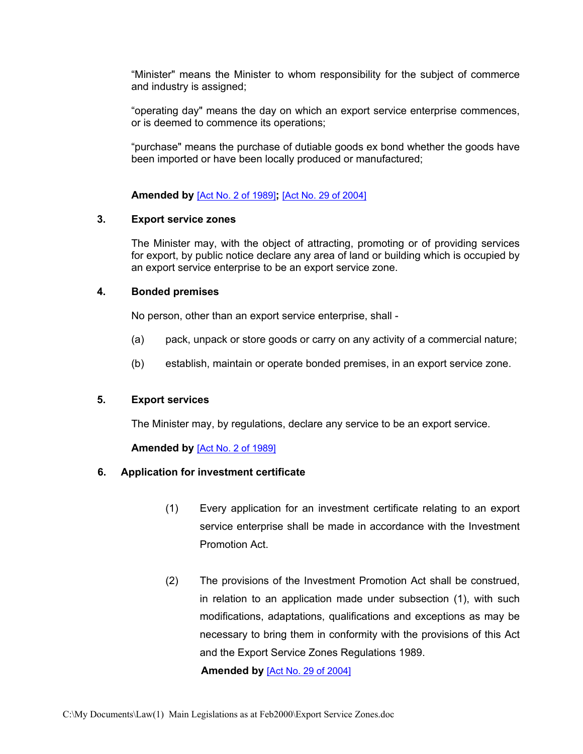"Minister" means the Minister to whom responsibility for the subject of commerce and industry is assigned;

"operating day" means the day on which an export service enterprise commences, or is deemed to commence its operations;

"purchase" means the purchase of dutiable goods ex bond whether the goods have been imported or have been locally produced or manufactured;

**Amended by** [Act No. 2 of 1989]**;** [Act No. 29 of 2004]

### 3. Export service zones

The Minister may, with the object of attracting, promoting or of providing services for export, by public notice declare any area of land or building which is occupied by an export service enterprise to be an export service zone.

### 4. Bonded premises

No person, other than an export service enterprise, shall -

(a) pack, unpack or store goods or carry on any activity of a commercial nature;

(b) establish, maintain or operate bonded premises, in an export service zone.

### 5. Export services

The Minister may, by regulations, declare any service to be an export service.

**Amended by** [Act No. 2 of 1989]

### 6. Application for investment certificate

(1) Every application for an investment certificate relating to an export service enterprise shall be made in accordance with the Investment Promotion Act.

(2) The provisions of the Investment Promotion Act shall be construed, in relation to an application made under subsection (1), with such modifications, adaptations, qualifications and exceptions as may be necessary to bring them in conformity with the provisions of this Act and the Export Service Zones Regulations 1989.

**Amended by** [Act No. 29 of 2004]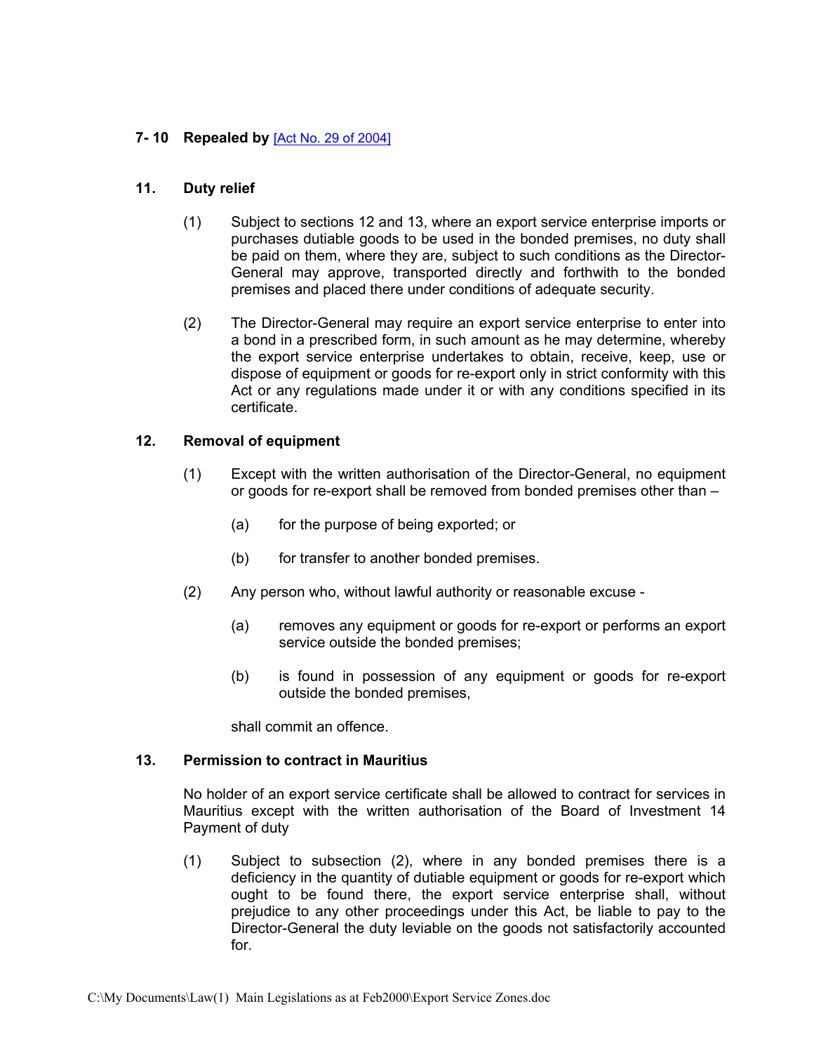**7- 10 Repealed by** [Act No. 29 of 2004]

**11. Duty relief**

(1) Subject to sections 12 and 13, where an export service enterprise imports or purchases dutiable goods to be used in the bonded premises, no duty shall be paid on them, where they are, subject to such conditions as the Director-General may approve, transported directly and forthwith to the bonded premises and placed there under conditions of adequate security.

(2) The Director-General may require an export service enterprise to enter into a bond in a prescribed form, in such amount as he may determine, whereby the export service enterprise undertakes to obtain, receive, keep, use or dispose of equipment or goods for re-export only in strict conformity with this Act or any regulations made under it or with any conditions specified in its certificate.

**12. Removal of equipment**

(1) Except with the written authorisation of the Director-General, no equipment or goods for re-export shall be removed from bonded premises other than –

(a) for the purpose of being exported; or

(b) for transfer to another bonded premises.

(2) Any person who, without lawful authority or reasonable excuse -

(a) removes any equipment or goods for re-export or performs an export service outside the bonded premises;

(b) is found in possession of any equipment or goods for re-export outside the bonded premises,

shall commit an offence.

**13. Permission to contract in Mauritius**

No holder of an export service certificate shall be allowed to contract for services in Mauritius except with the written authorisation of the Board of Investment 14 Payment of duty

(1) Subject to subsection (2), where in any bonded premises there is a deficiency in the quantity of dutiable equipment or goods for re-export which ought to be found there, the export service enterprise shall, without prejudice to any other proceedings under this Act, be liable to pay to the Director-General the duty leviable on the goods not satisfactorily accounted for.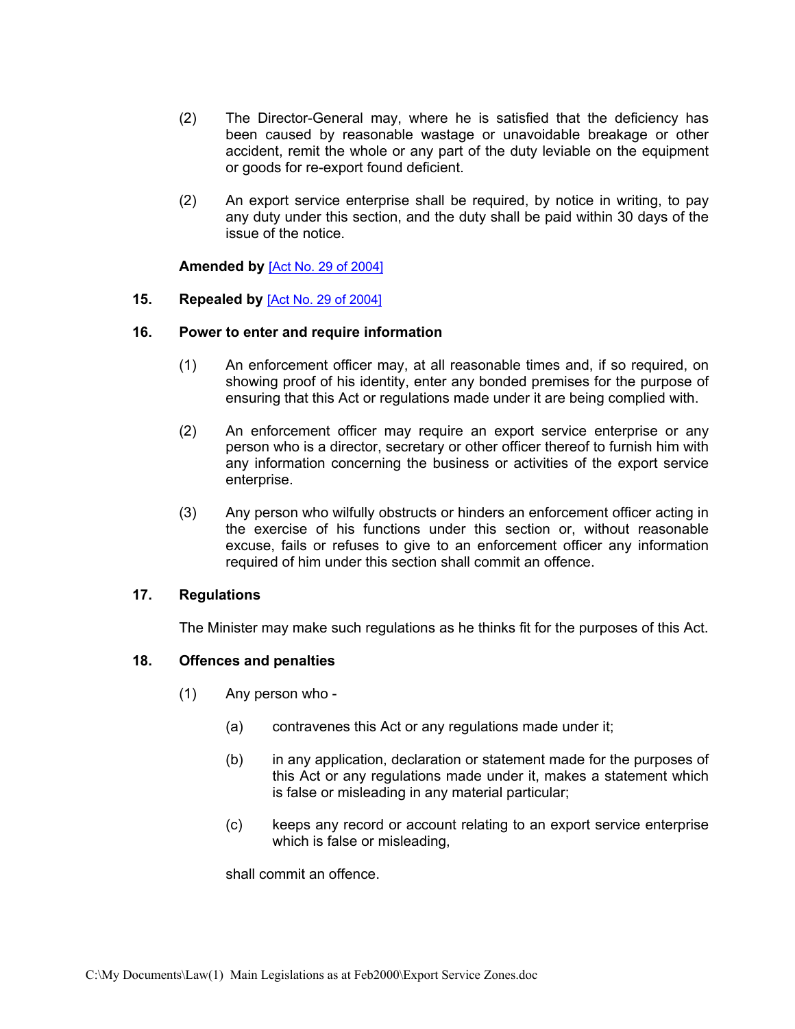(2) The Director-General may, where he is satisfied that the deficiency has been caused by reasonable wastage or unavoidable breakage or other accident, remit the whole or any part of the duty leviable on the equipment or goods for re-export found deficient.

(2) An export service enterprise shall be required, by notice in writing, to pay any duty under this section, and the duty shall be paid within 30 days of the issue of the notice.

**Amended by** [Act No. 29 of 2004]

**15. Repealed by** [Act No. 29 of 2004]

**16. Power to enter and require information**

(1) An enforcement officer may, at all reasonable times and, if so required, on showing proof of his identity, enter any bonded premises for the purpose of ensuring that this Act or regulations made under it are being complied with.

(2) An enforcement officer may require an export service enterprise or any person who is a director, secretary or other officer thereof to furnish him with any information concerning the business or activities of the export service enterprise.

(3) Any person who wilfully obstructs or hinders an enforcement officer acting in the exercise of his functions under this section or, without reasonable excuse, fails or refuses to give to an enforcement officer any information required of him under this section shall commit an offence.

**17. Regulations**

The Minister may make such regulations as he thinks fit for the purposes of this Act.

**18. Offences and penalties**

(1) Any person who -

(a) contravenes this Act or any regulations made under it;

(b) in any application, declaration or statement made for the purposes of this Act or any regulations made under it, makes a statement which is false or misleading in any material particular;

(c) keeps any record or account relating to an export service enterprise which is false or misleading,

shall commit an offence.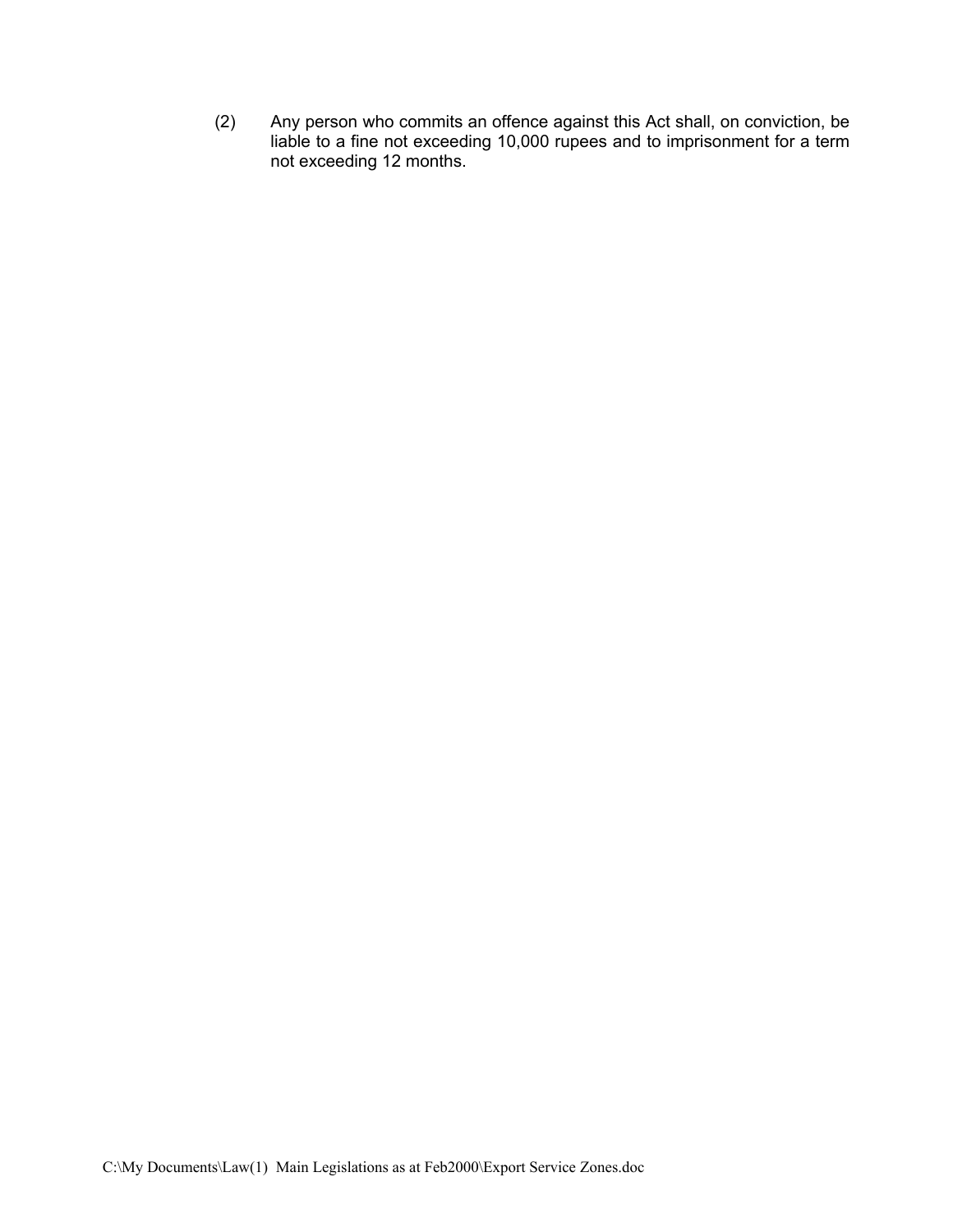(2) Any person who commits an offence against this Act shall, on conviction, be liable to a fine not exceeding 10,000 rupees and to imprisonment for a term not exceeding 12 months.